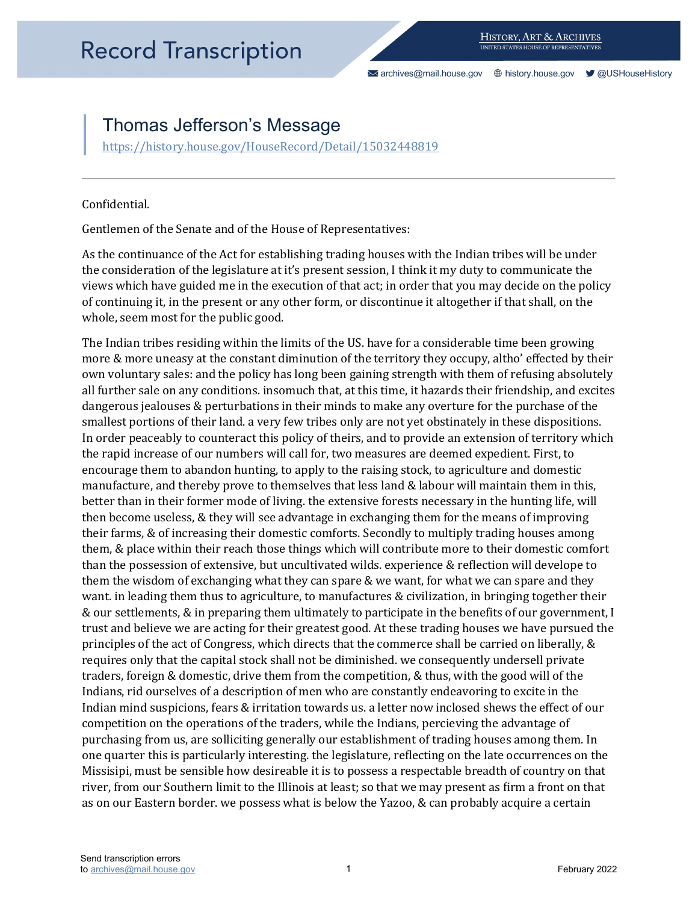# Record Transcription

# Thomas Jefferson's Message

https://history.house.gov/HouseRecord/Detail/15032448819

---

Confidential.

Gentlemen of the Senate and of the House of Representatives:

As the continuance of the Act for establishing trading houses with the Indian tribes will be under the consideration of the legislature at it's present session, I think it my duty to communicate the views which have guided me in the execution of that act; in order that you may decide on the policy of continuing it, in the present or any other form, or discontinue it altogether if that shall, on the whole, seem most for the public good.

The Indian tribes residing within the limits of the US. have for a considerable time been growing more & more uneasy at the constant diminution of the territory they occupy, altho' effected by their own voluntary sales: and the policy has long been gaining strength with them of refusing absolutely all further sale on any conditions. insomuch that, at this time, it hazards their friendship, and excites dangerous jealouses & perturbations in their minds to make any overture for the purchase of the smallest portions of their land. a very few tribes only are not yet obstinately in these dispositions. In order peaceably to counteract this policy of theirs, and to provide an extension of territory which the rapid increase of our numbers will call for, two measures are deemed expedient. First, to encourage them to abandon hunting, to apply to the raising stock, to agriculture and domestic manufacture, and thereby prove to themselves that less land & labour will maintain them in this, better than in their former mode of living. the extensive forests necessary in the hunting life, will then become useless, & they will see advantage in exchanging them for the means of improving their farms, & of increasing their domestic comforts. Secondly to multiply trading houses among them, & place within their reach those things which will contribute more to their domestic comfort than the possession of extensive, but uncultivated wilds. experience & reflection will develope to them the wisdom of exchanging what they can spare & we want, for what we can spare and they want. in leading them thus to agriculture, to manufactures & civilization, in bringing together their & our settlements, & in preparing them ultimately to participate in the benefits of our government, I trust and believe we are acting for their greatest good. At these trading houses we have pursued the principles of the act of Congress, which directs that the commerce shall be carried on liberally, & requires only that the capital stock shall not be diminished. we consequently undersell private traders, foreign & domestic, drive them from the competition, & thus, with the good will of the Indians, rid ourselves of a description of men who are constantly endeavoring to excite in the Indian mind suspicions, fears & irritation towards us. a letter now inclosed shews the effect of our competition on the operations of the traders, while the Indians, percieving the advantage of purchasing from us, are solliciting generally our establishment of trading houses among them. In one quarter this is particularly interesting. the legislature, reflecting on the late occurrences on the Missisipi, must be sensible how desireable it is to possess a respectable breadth of country on that river, from our Southern limit to the Illinois at least; so that we may present as firm a front on that as on our Eastern border. we possess what is below the Yazoo, & can probably acquire a certain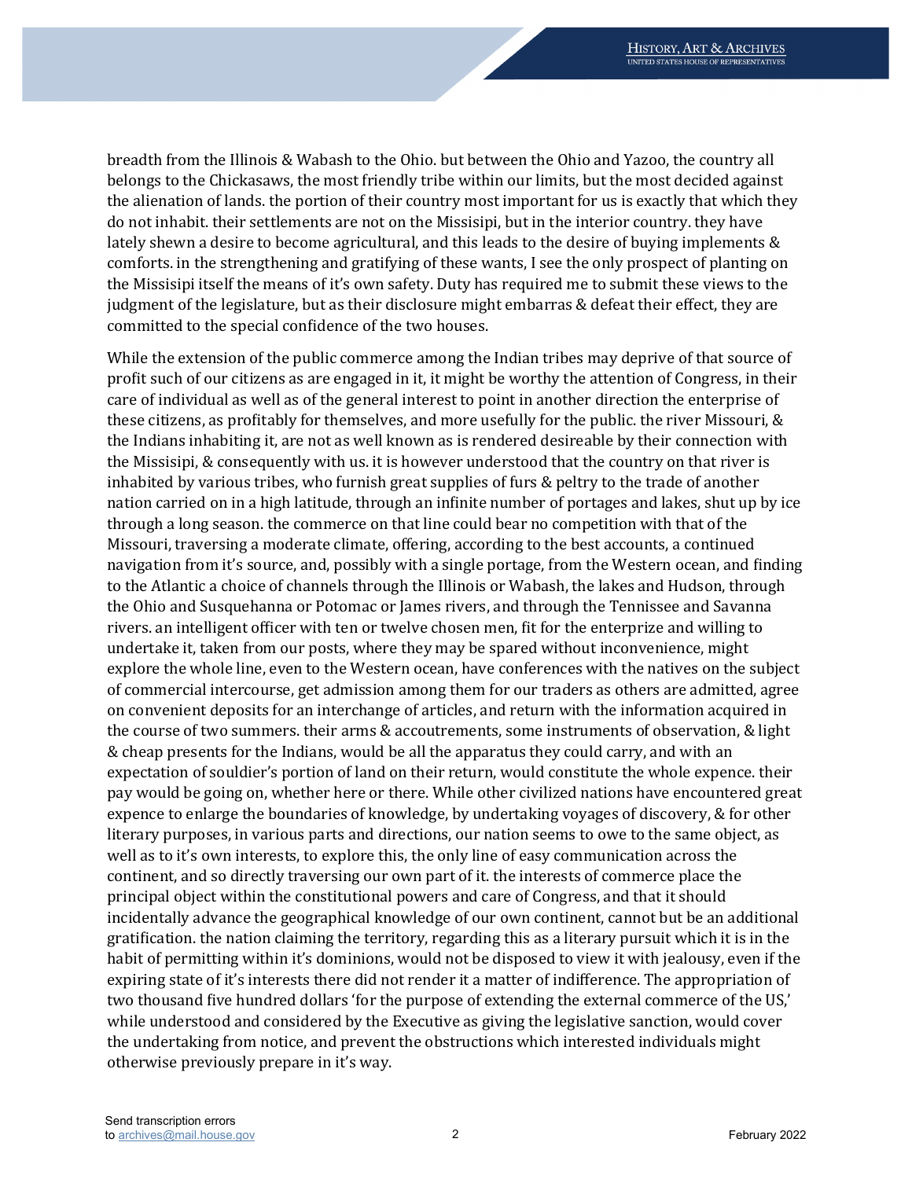breadth from the Illinois & Wabash to the Ohio. but between the Ohio and Yazoo, the country all belongs to the Chickasaws, the most friendly tribe within our limits, but the most decided against the alienation of lands. the portion of their country most important for us is exactly that which they do not inhabit. their settlements are not on the Missisipi, but in the interior country. they have lately shewn a desire to become agricultural, and this leads to the desire of buying implements & comforts. in the strengthening and gratifying of these wants, I see the only prospect of planting on the Missisipi itself the means of it's own safety. Duty has required me to submit these views to the judgment of the legislature, but as their disclosure might embarras & defeat their effect, they are committed to the special confidence of the two houses.

While the extension of the public commerce among the Indian tribes may deprive of that source of profit such of our citizens as are engaged in it, it might be worthy the attention of Congress, in their care of individual as well as of the general interest to point in another direction the enterprise of these citizens, as profitably for themselves, and more usefully for the public. the river Missouri, & the Indians inhabiting it, are not as well known as is rendered desireable by their connection with the Missisipi, & consequently with us. it is however understood that the country on that river is inhabited by various tribes, who furnish great supplies of furs & peltry to the trade of another nation carried on in a high latitude, through an infinite number of portages and lakes, shut up by ice through a long season. the commerce on that line could bear no competition with that of the Missouri, traversing a moderate climate, offering, according to the best accounts, a continued navigation from it's source, and, possibly with a single portage, from the Western ocean, and finding to the Atlantic a choice of channels through the Illinois or Wabash, the lakes and Hudson, through the Ohio and Susquehanna or Potomac or James rivers, and through the Tennissee and Savanna rivers. an intelligent officer with ten or twelve chosen men, fit for the enterprize and willing to undertake it, taken from our posts, where they may be spared without inconvenience, might explore the whole line, even to the Western ocean, have conferences with the natives on the subject of commercial intercourse, get admission among them for our traders as others are admitted, agree on convenient deposits for an interchange of articles, and return with the information acquired in the course of two summers. their arms & accoutrements, some instruments of observation, & light & cheap presents for the Indians, would be all the apparatus they could carry, and with an expectation of souldier's portion of land on their return, would constitute the whole expence. their pay would be going on, whether here or there. While other civilized nations have encountered great expence to enlarge the boundaries of knowledge, by undertaking voyages of discovery, & for other literary purposes, in various parts and directions, our nation seems to owe to the same object, as well as to it's own interests, to explore this, the only line of easy communication across the continent, and so directly traversing our own part of it. the interests of commerce place the principal object within the constitutional powers and care of Congress, and that it should incidentally advance the geographical knowledge of our own continent, cannot but be an additional gratification. the nation claiming the territory, regarding this as a literary pursuit which it is in the habit of permitting within it's dominions, would not be disposed to view it with jealousy, even if the expiring state of it's interests there did not render it a matter of indifference. The appropriation of two thousand five hundred dollars 'for the purpose of extending the external commerce of the US,' while understood and considered by the Executive as giving the legislative sanction, would cover the undertaking from notice, and prevent the obstructions which interested individuals might otherwise previously prepare in it's way.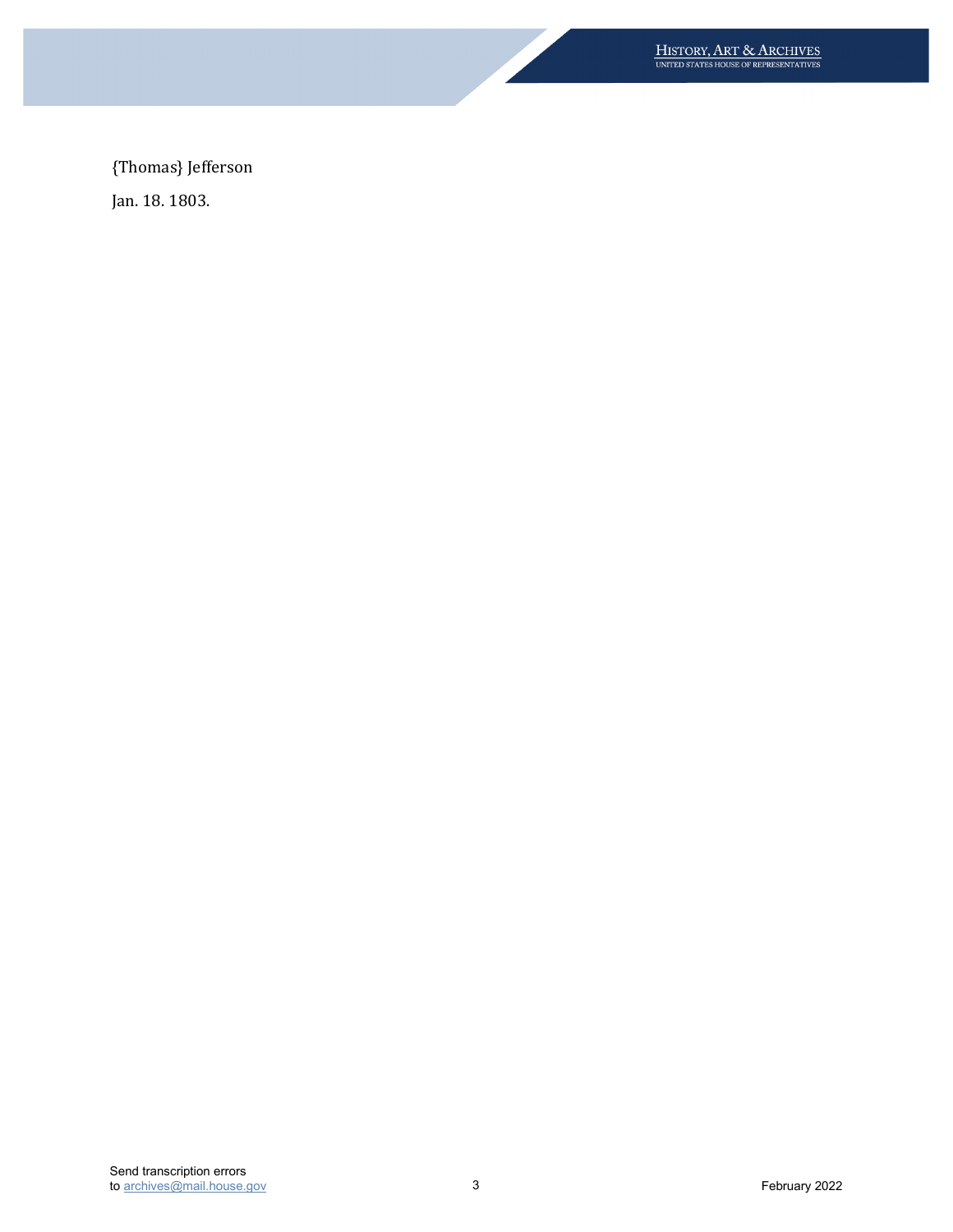{Thomas} Jefferson

Jan. 18. 1803.